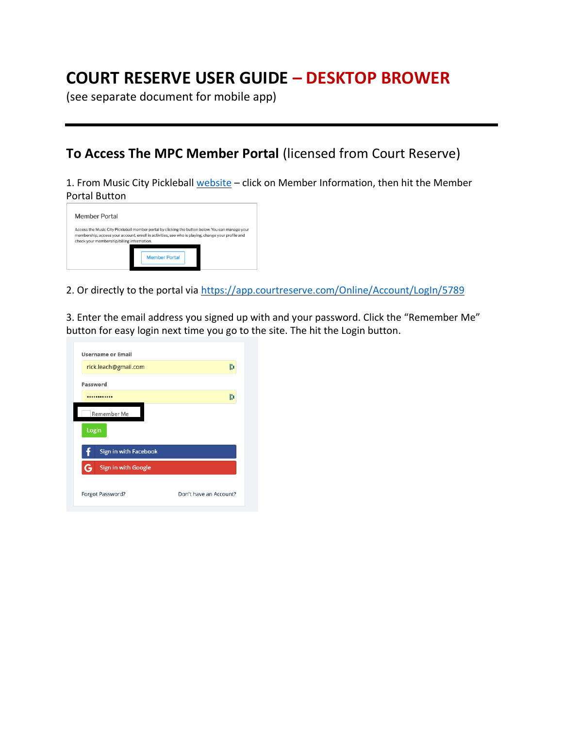# COURT RESERVE USER GUIDE – DESKTOP BROWER

(see separate document for mobile app)

---

## To Access The MPC Member Portal (licensed from Court Reserve)

1. From Music City Pickleball website – click on Member Information, then hit the Member Portal Button

Member Portal

Access the Music City Pickleball member portal by clicking the button below. You can manage your membership, access your account, enroll in activities, see who is playing, change your profile and check your membership/billing information.

Member Portal

2. Or directly to the portal via https://app.courtreserve.com/Online/Account/LogIn/5789

3. Enter the email address you signed up with and your password. Click the "Remember Me" button for easy login next time you go to the site. The hit the Login button.

Username or Email

rick.leach@gmail.com

Password

••••••••••••

Remember Me

Login

Sign in with Facebook

Sign in with Google

Forgot Password?

Don't have an Account?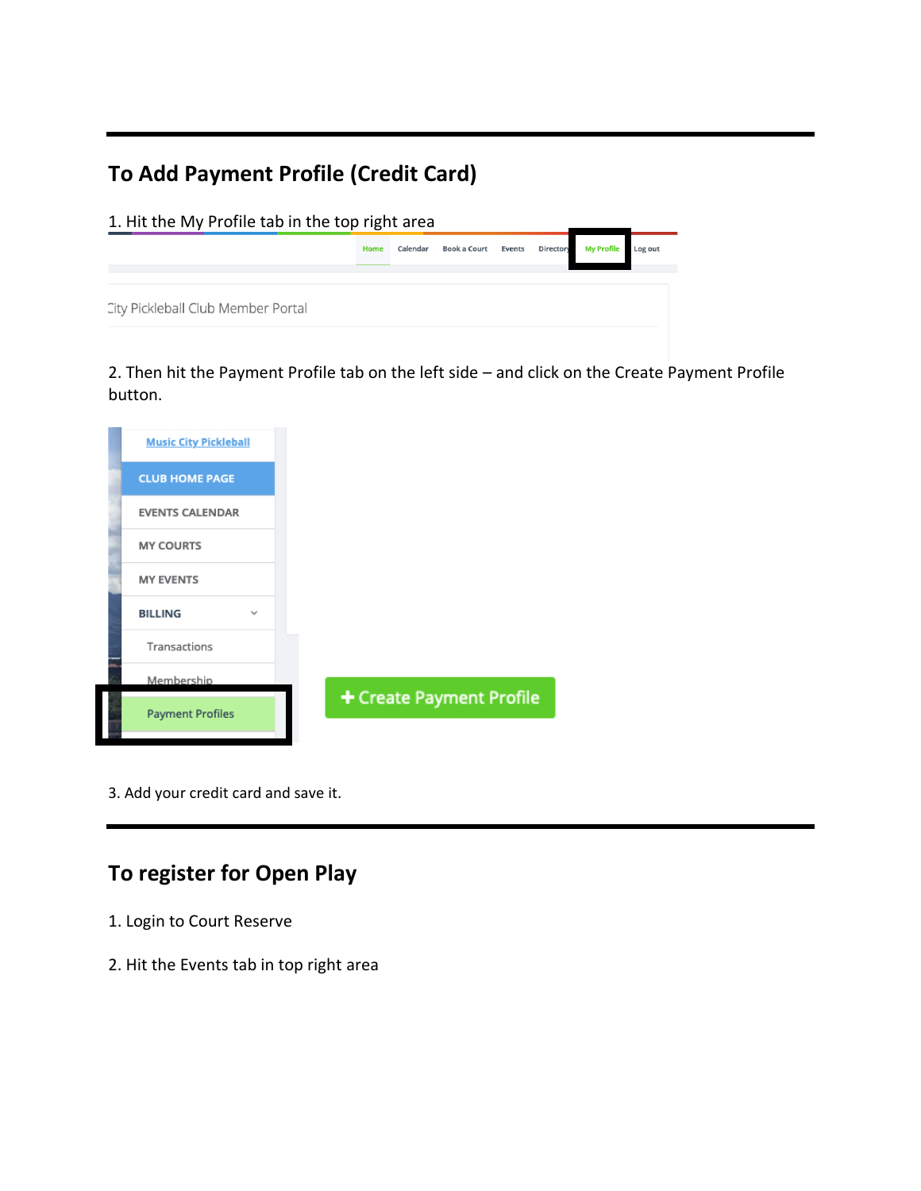## To Add Payment Profile (Credit Card)

1. Hit the My Profile tab in the top right area

2. Then hit the Payment Profile tab on the left side – and click on the Create Payment Profile button.

3. Add your credit card and save it.

## To register for Open Play

1. Login to Court Reserve

2. Hit the Events tab in top right area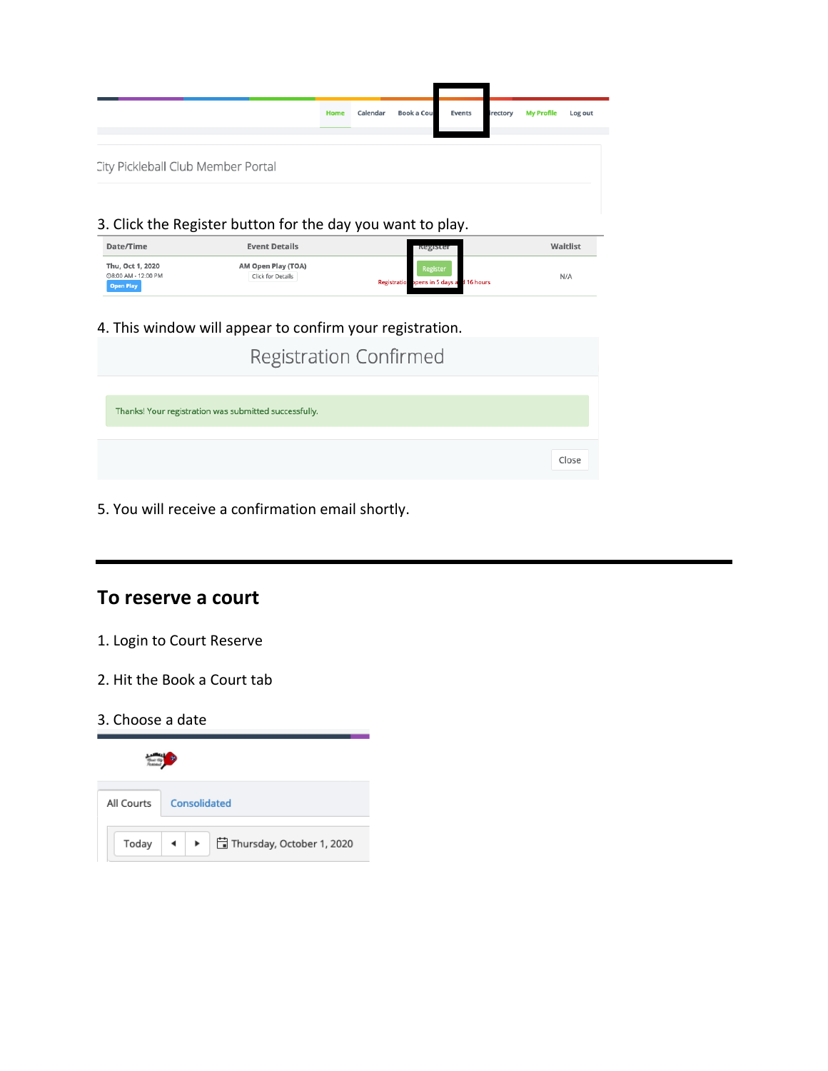Home Calendar Book a Cou Events rectory My Profile Log out

City Pickleball Club Member Portal

3. Click the Register button for the day you want to play.

| Date/Time | Event Details | Register | Waitlist |
| --- | --- | --- | --- |
| Thu, Oct 1, 2020 8:00 AM - 12:00 PM Open Play | AM Open Play (TOA) Click for Details | Register Registratio pens in 5 days a l 16 hours | N/A |

4. This window will appear to confirm your registration.

Registration Confirmed

Thanks! Your registration was submitted successfully.

Close

5. You will receive a confirmation email shortly.

---

## To reserve a court

1. Login to Court Reserve

2. Hit the Book a Court tab

3. Choose a date

All Courts Consolidated

Today Thursday, October 1, 2020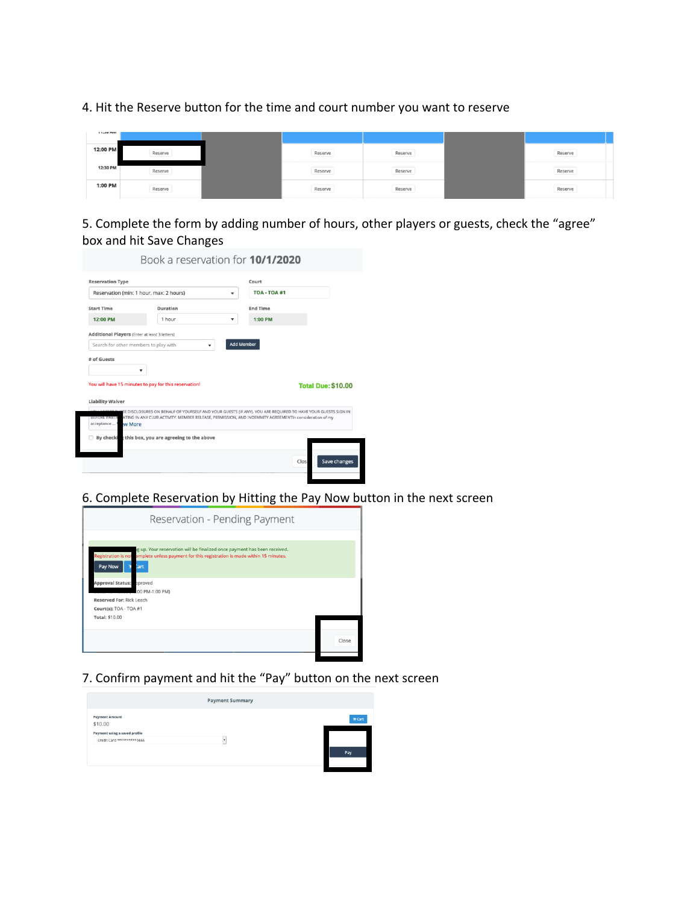4. Hit the Reserve button for the time and court number you want to reserve

5. Complete the form by adding number of hours, other players or guests, check the "agree" box and hit Save Changes

6. Complete Reservation by Hitting the Pay Now button in the next screen

7. Confirm payment and hit the "Pay" button on the next screen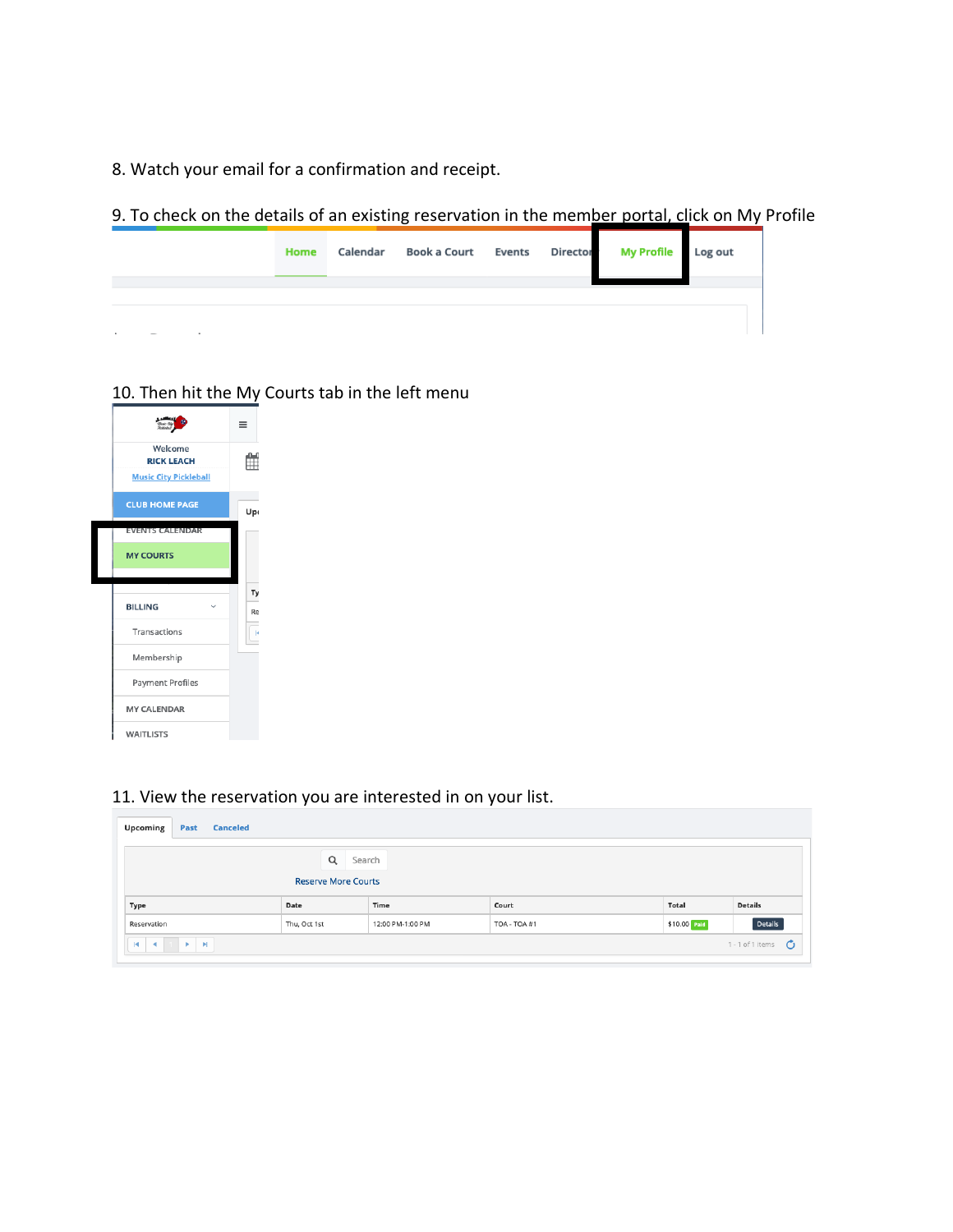8. Watch your email for a confirmation and receipt.

9. To check on the details of an existing reservation in the member portal, click on My Profile

Home Calendar Book a Court Events Director My Profile Log out

10. Then hit the My Courts tab in the left menu

Welcome
RICK LEACH
Music City Pickleball

CLUB HOME PAGE
EVENTS CALENDAR
MY COURTS
BILLING
Transactions
Membership
Payment Profiles
MY CALENDAR
WAITLISTS

11. View the reservation you are interested in on your list.

Upcoming Past Canceled

Search

Reserve More Courts

| Type | Date | Time | Court | Total | Details |
|---|---|---|---|---|---|
| Reservation | Thu, Oct 1st | 12:00 PM-1:00 PM | TOA - TOA #1 | $10.00 Paid | Details |

1 - 1 of 1 items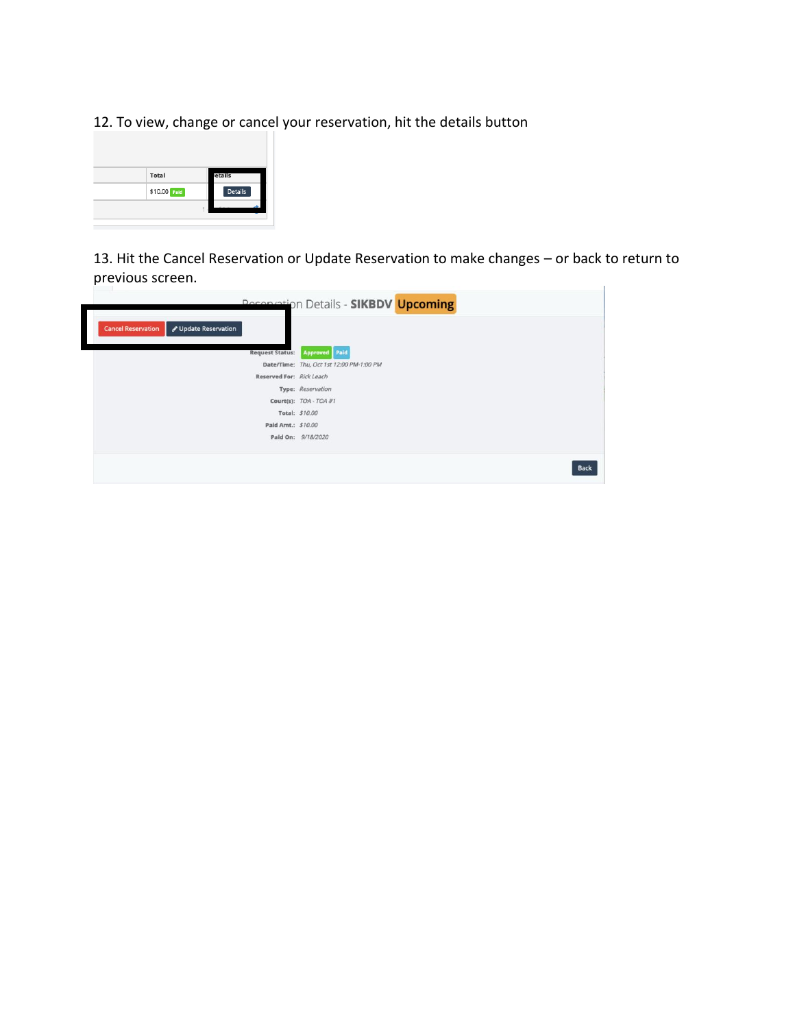12. To view, change or cancel your reservation, hit the details button

| Total | Details |
| --- | --- |
| $10.00 Paid | Details |

13. Hit the Cancel Reservation or Update Reservation to make changes – or back to return to previous screen.

Reservation Details - **SIKBDV** **Upcoming**

Cancel Reservation | Update Reservation

**Request Status:** Approved Paid
**Date/Time:** Thu, Oct 1st 12:00 PM-1:00 PM
**Reserved For:** Rick Leach
**Type:** Reservation
**Court(s):** TOA - TOA #1
**Total:** $10.00
**Paid Amt.:** $10.00
**Paid On:** 9/18/2020

Back